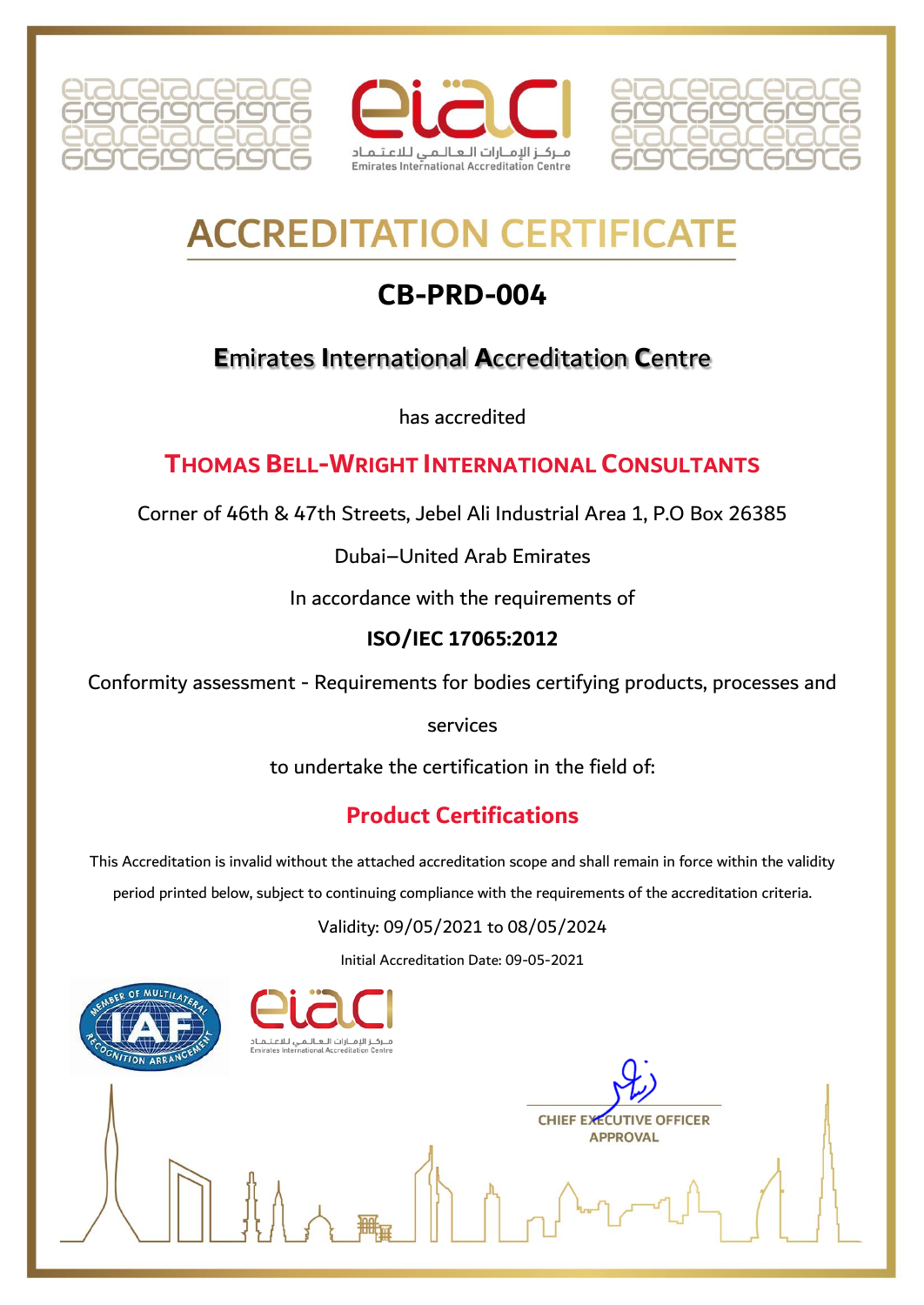مـركـز الإمـارات الـعـالـمـي للاعـتـمـاد
Emirates International Accreditation Centre

# ACCREDITATION CERTIFICATE

## CB-PRD-004

### Emirates International Accreditation Centre

has accredited

### THOMAS BELL-WRIGHT INTERNATIONAL CONSULTANTS

Corner of 46th & 47th Streets, Jebel Ali Industrial Area 1, P.O Box 26385

Dubai–United Arab Emirates

In accordance with the requirements of

**ISO/IEC 17065:2012**

Conformity assessment - Requirements for bodies certifying products, processes and services

to undertake the certification in the field of:

### Product Certifications

This Accreditation is invalid without the attached accreditation scope and shall remain in force within the validity period printed below, subject to continuing compliance with the requirements of the accreditation criteria.

Validity: 09/05/2021 to 08/05/2024

Initial Accreditation Date: 09-05-2021

MEMBER OF MULTILATERAL RECOGNITION ARRANGEMENT – IAF

مـركـز الإمـارات الـعـالـمـي للاعـتـمـاد
Emirates International Accreditation Centre

CHIEF EXECUTIVE OFFICER
APPROVAL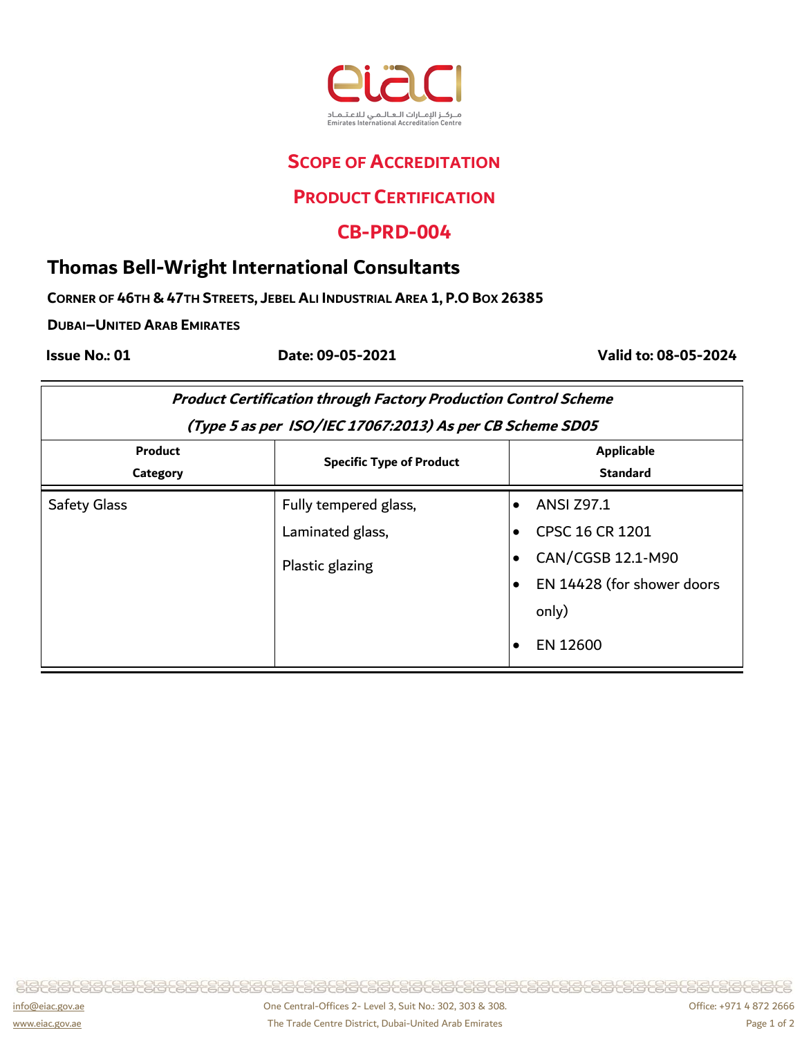# Scope of Accreditation

## Product Certification

## CB-PRD-004

### Thomas Bell-Wright International Consultants

**Corner of 46th & 47th Streets, Jebel Ali Industrial Area 1, P.O Box 26385**

**Dubai–United Arab Emirates**

**Issue No.: 01** | **Date: 09-05-2021** | **Valid to: 08-05-2024**

***Product Certification through Factory Production Control Scheme***

***(Type 5 as per ISO/IEC 17067:2013) As per CB Scheme SD05***

| Product Category | Specific Type of Product | Applicable Standard |
|---|---|---|
| Safety Glass | Fully tempered glass,<br>Laminated glass,<br>Plastic glazing | • ANSI Z97.1<br>• CPSC 16 CR 1201<br>• CAN/CGSB 12.1-M90<br>• EN 14428 (for shower doors only)<br>• EN 12600 |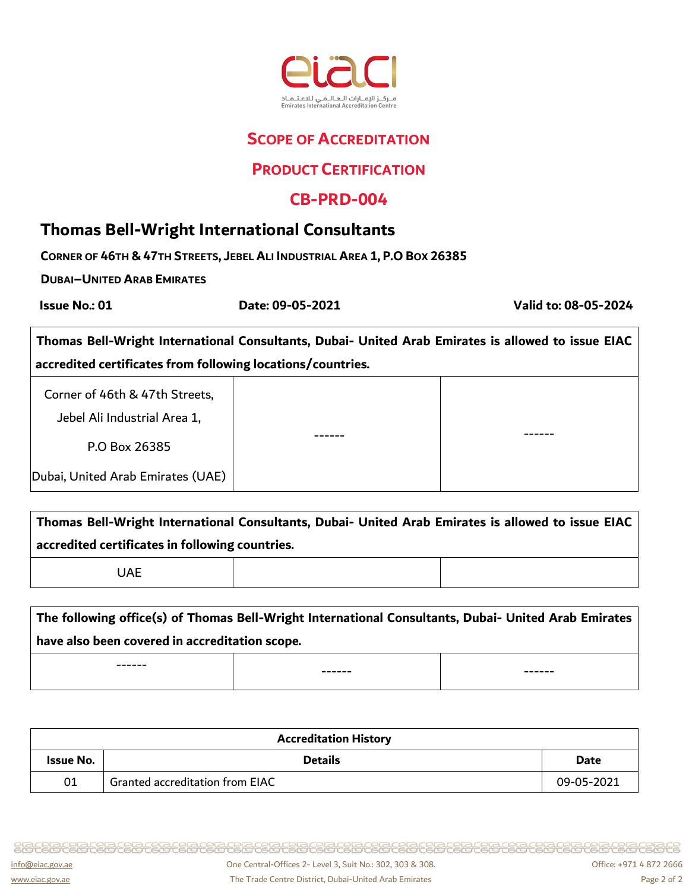# Scope of Accreditation

## Product Certification

## CB-PRD-004

### Thomas Bell-Wright International Consultants

**Corner of 46th & 47th Streets, Jebel Ali Industrial Area 1, P.O Box 26385**

**Dubai–United Arab Emirates**

**Issue No.: 01** **Date: 09-05-2021** **Valid to: 08-05-2024**

| **Thomas Bell-Wright International Consultants, Dubai- United Arab Emirates is allowed to issue EIAC accredited certificates from following locations/countries.** | | |
|---|---|---|
| Corner of 46th & 47th Streets, Jebel Ali Industrial Area 1, P.O Box 26385 Dubai, United Arab Emirates (UAE) | ------ | ------ |

| **Thomas Bell-Wright International Consultants, Dubai- United Arab Emirates is allowed to issue EIAC accredited certificates in following countries.** | | |
|---|---|---|
| UAE | | |

| **The following office(s) of Thomas Bell-Wright International Consultants, Dubai- United Arab Emirates have also been covered in accreditation scope.** | | |
|---|---|---|
| ------ | ------ | ------ |

| **Accreditation History** | | |
|---|---|---|
| **Issue No.** | **Details** | **Date** |
| 01 | Granted accreditation from EIAC | 09-05-2021 |